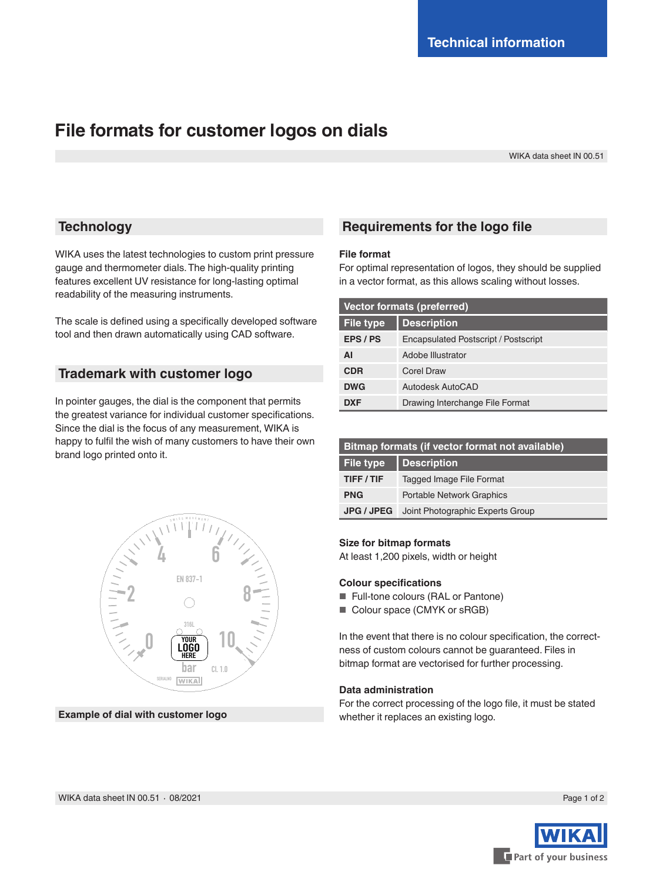Technical information

# File formats for customer logos on dials

WIKA data sheet IN 00.51

## Technology

WIKA uses the latest technologies to custom print pressure gauge and thermometer dials. The high-quality printing features excellent UV resistance for long-lasting optimal readability of the measuring instruments.

The scale is defined using a specifically developed software tool and then drawn automatically using CAD software.

## Trademark with customer logo

In pointer gauges, the dial is the component that permits the greatest variance for individual customer specifications. Since the dial is the focus of any measurement, WIKA is happy to fulfil the wish of many customers to have their own brand logo printed onto it.

**Example of dial with customer logo**

## Requirements for the logo file

### File format

For optimal representation of logos, they should be supplied in a vector format, as this allows scaling without losses.

| Vector formats (preferred) | |
|---|---|
| **File type** | **Description** |
| **EPS / PS** | Encapsulated Postscript / Postscript |
| **AI** | Adobe Illustrator |
| **CDR** | Corel Draw |
| **DWG** | Autodesk AutoCAD |
| **DXF** | Drawing Interchange File Format |

| Bitmap formats (if vector format not available) | |
|---|---|
| **File type** | **Description** |
| **TIFF / TIF** | Tagged Image File Format |
| **PNG** | Portable Network Graphics |
| **JPG / JPEG** | Joint Photographic Experts Group |

### Size for bitmap formats

At least 1,200 pixels, width or height

### Colour specifications

- Full-tone colours (RAL or Pantone)
- Colour space (CMYK or sRGB)

In the event that there is no colour specification, the correctness of custom colours cannot be guaranteed. Files in bitmap format are vectorised for further processing.

### Data administration

For the correct processing of the logo file, it must be stated whether it replaces an existing logo.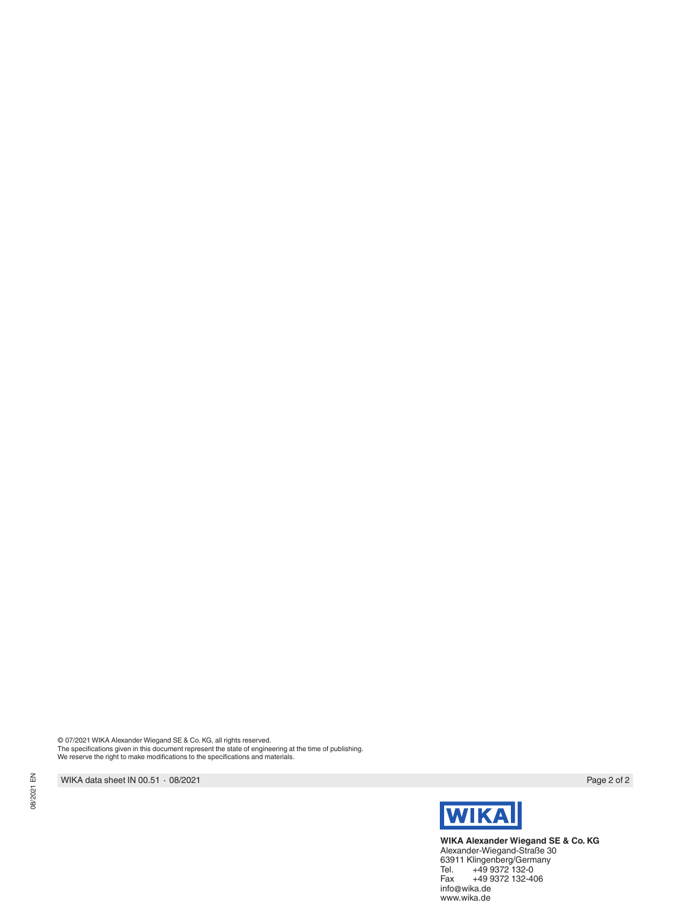© 07/2021 WIKA Alexander Wiegand SE & Co. KG, all rights reserved.
The specifications given in this document represent the state of engineering at the time of publishing.
We reserve the right to make modifications to the specifications and materials.

**WIKA Alexander Wiegand SE & Co. KG**
Alexander-Wiegand-Straße 30
63911 Klingenberg/Germany
Tel. +49 9372 132-0
Fax +49 9372 132-406
info@wika.de
www.wika.de